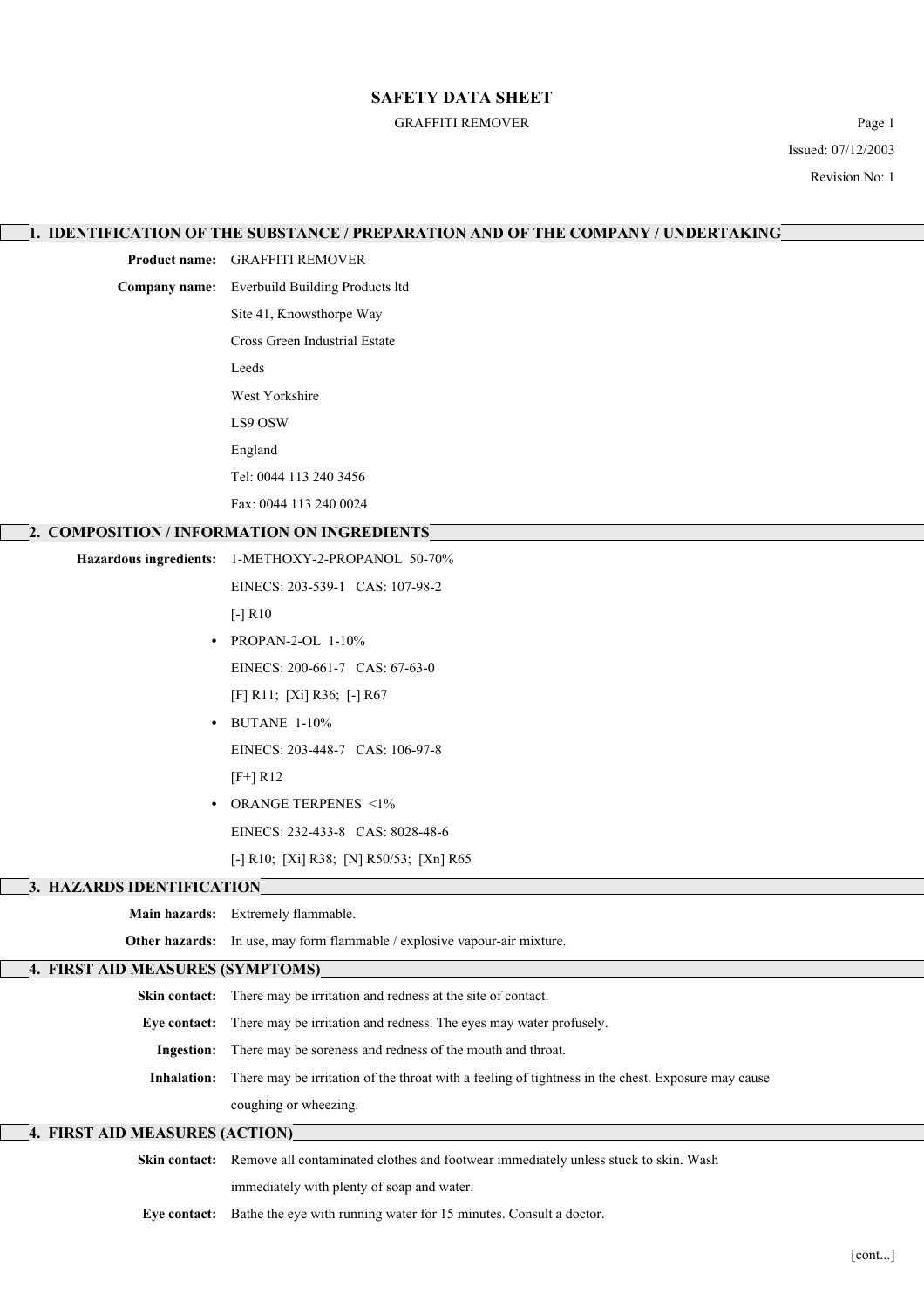# SAFETY DATA SHEET

GRAFFITI REMOVER

Issued: 07/12/2003

Revision No: 1

## 1. IDENTIFICATION OF THE SUBSTANCE / PREPARATION AND OF THE COMPANY / UNDERTAKING

**Product name:** GRAFFITI REMOVER

**Company name:** Everbuild Building Products ltd
Site 41, Knowsthorpe Way
Cross Green Industrial Estate
Leeds
West Yorkshire
LS9 OSW
England
Tel: 0044 113 240 3456
Fax: 0044 113 240 0024

## 2. COMPOSITION / INFORMATION ON INGREDIENTS

**Hazardous ingredients:** 1-METHOXY-2-PROPANOL 50-70%
EINECS: 203-539-1 CAS: 107-98-2
[-] R10

- PROPAN-2-OL 1-10%
  EINECS: 200-661-7 CAS: 67-63-0
  [F] R11; [Xi] R36; [-] R67
- BUTANE 1-10%
  EINECS: 203-448-7 CAS: 106-97-8
  [F+] R12
- ORANGE TERPENES <1%
  EINECS: 232-433-8 CAS: 8028-48-6
  [-] R10; [Xi] R38; [N] R50/53; [Xn] R65

## 3. HAZARDS IDENTIFICATION

**Main hazards:** Extremely flammable.

**Other hazards:** In use, may form flammable / explosive vapour-air mixture.

## 4. FIRST AID MEASURES (SYMPTOMS)

**Skin contact:** There may be irritation and redness at the site of contact.

**Eye contact:** There may be irritation and redness. The eyes may water profusely.

**Ingestion:** There may be soreness and redness of the mouth and throat.

**Inhalation:** There may be irritation of the throat with a feeling of tightness in the chest. Exposure may cause coughing or wheezing.

## 4. FIRST AID MEASURES (ACTION)

**Skin contact:** Remove all contaminated clothes and footwear immediately unless stuck to skin. Wash immediately with plenty of soap and water.

**Eye contact:** Bathe the eye with running water for 15 minutes. Consult a doctor.

[cont...]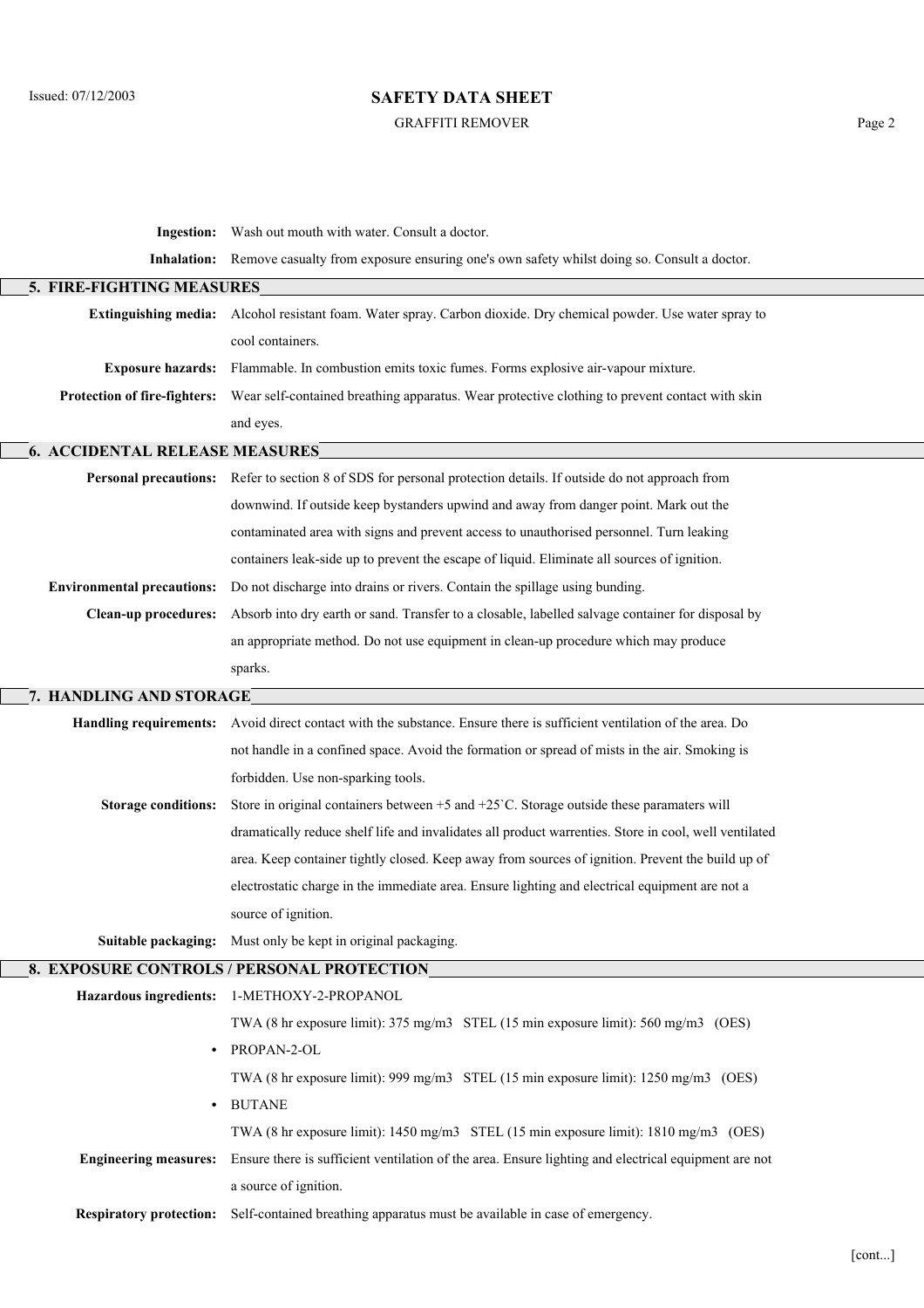**Ingestion:** Wash out mouth with water. Consult a doctor.

**Inhalation:** Remove casualty from exposure ensuring one's own safety whilst doing so. Consult a doctor.

## 5. FIRE-FIGHTING MEASURES

**Extinguishing media:** Alcohol resistant foam. Water spray. Carbon dioxide. Dry chemical powder. Use water spray to cool containers.

**Exposure hazards:** Flammable. In combustion emits toxic fumes. Forms explosive air-vapour mixture.

**Protection of fire-fighters:** Wear self-contained breathing apparatus. Wear protective clothing to prevent contact with skin and eyes.

## 6. ACCIDENTAL RELEASE MEASURES

**Personal precautions:** Refer to section 8 of SDS for personal protection details. If outside do not approach from downwind. If outside keep bystanders upwind and away from danger point. Mark out the contaminated area with signs and prevent access to unauthorised personnel. Turn leaking containers leak-side up to prevent the escape of liquid. Eliminate all sources of ignition.

**Environmental precautions:** Do not discharge into drains or rivers. Contain the spillage using bunding.

**Clean-up procedures:** Absorb into dry earth or sand. Transfer to a closable, labelled salvage container for disposal by an appropriate method. Do not use equipment in clean-up procedure which may produce sparks.

## 7. HANDLING AND STORAGE

**Handling requirements:** Avoid direct contact with the substance. Ensure there is sufficient ventilation of the area. Do not handle in a confined space. Avoid the formation or spread of mists in the air. Smoking is forbidden. Use non-sparking tools.

**Storage conditions:** Store in original containers between +5 and +25`C. Storage outside these paramaters will dramatically reduce shelf life and invalidates all product warrenties. Store in cool, well ventilated area. Keep container tightly closed. Keep away from sources of ignition. Prevent the build up of electrostatic charge in the immediate area. Ensure lighting and electrical equipment are not a source of ignition.

**Suitable packaging:** Must only be kept in original packaging.

## 8. EXPOSURE CONTROLS / PERSONAL PROTECTION

**Hazardous ingredients:** 1-METHOXY-2-PROPANOL

TWA (8 hr exposure limit): 375 mg/m3   STEL (15 min exposure limit): 560 mg/m3   (OES)

- PROPAN-2-OL

  TWA (8 hr exposure limit): 999 mg/m3   STEL (15 min exposure limit): 1250 mg/m3   (OES)

- BUTANE

  TWA (8 hr exposure limit): 1450 mg/m3   STEL (15 min exposure limit): 1810 mg/m3   (OES)

**Engineering measures:** Ensure there is sufficient ventilation of the area. Ensure lighting and electrical equipment are not a source of ignition.

**Respiratory protection:** Self-contained breathing apparatus must be available in case of emergency.

[cont...]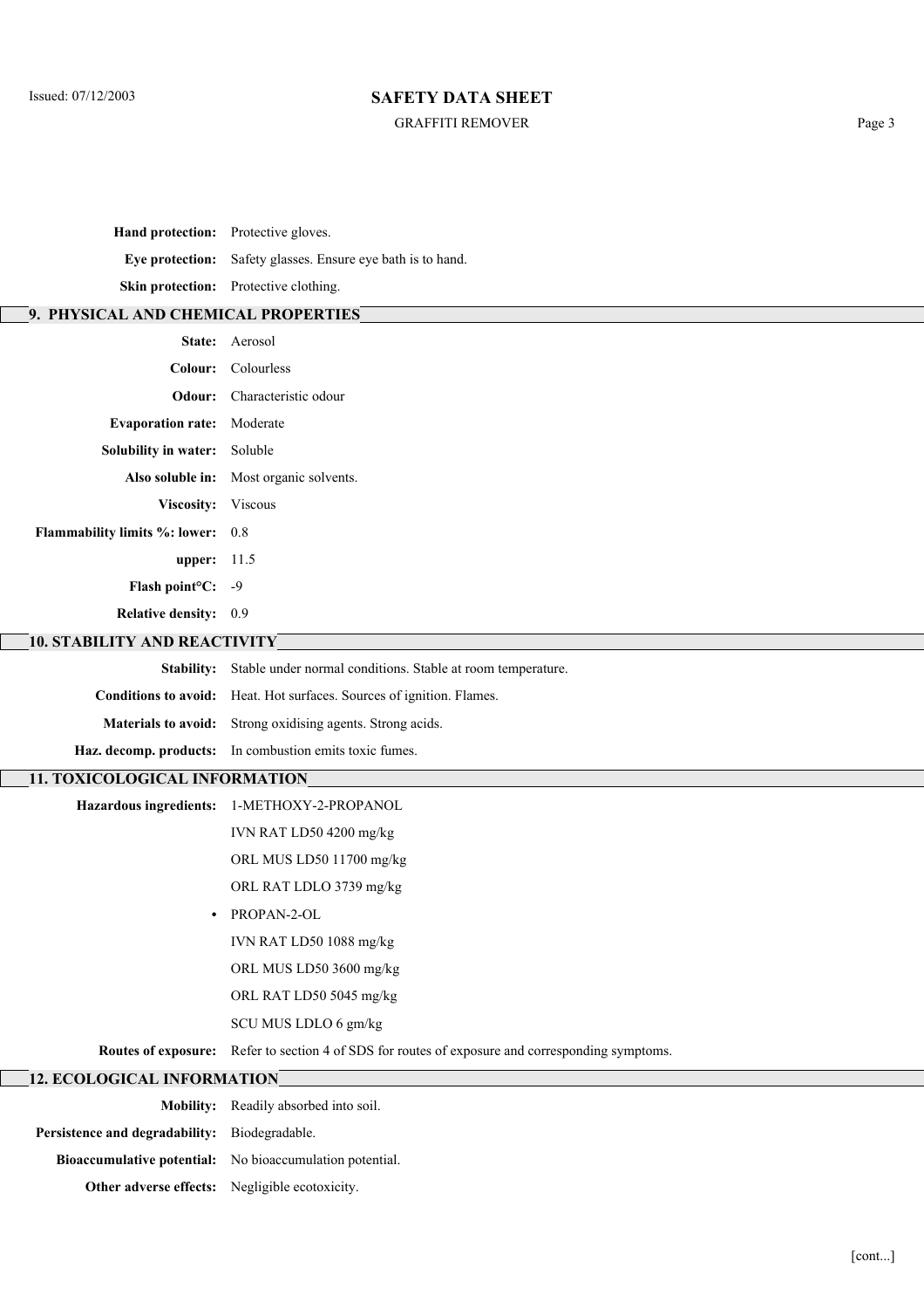**Hand protection:** Protective gloves.

**Eye protection:** Safety glasses. Ensure eye bath is to hand.

**Skin protection:** Protective clothing.

## 9. PHYSICAL AND CHEMICAL PROPERTIES

**State:** Aerosol

**Colour:** Colourless

**Odour:** Characteristic odour

**Evaporation rate:** Moderate

**Solubility in water:** Soluble

**Also soluble in:** Most organic solvents.

**Viscosity:** Viscous

**Flammability limits %: lower:** 0.8

**upper:** 11.5

**Flash point°C:** -9

**Relative density:** 0.9

## 10. STABILITY AND REACTIVITY

**Stability:** Stable under normal conditions. Stable at room temperature.

**Conditions to avoid:** Heat. Hot surfaces. Sources of ignition. Flames.

**Materials to avoid:** Strong oxidising agents. Strong acids.

**Haz. decomp. products:** In combustion emits toxic fumes.

## 11. TOXICOLOGICAL INFORMATION

**Hazardous ingredients:** 1-METHOXY-2-PROPANOL

IVN RAT LD50 4200 mg/kg

ORL MUS LD50 11700 mg/kg

ORL RAT LDLO 3739 mg/kg

- PROPAN-2-OL

IVN RAT LD50 1088 mg/kg

ORL MUS LD50 3600 mg/kg

ORL RAT LD50 5045 mg/kg

SCU MUS LDLO 6 gm/kg

**Routes of exposure:** Refer to section 4 of SDS for routes of exposure and corresponding symptoms.

## 12. ECOLOGICAL INFORMATION

**Mobility:** Readily absorbed into soil.

**Persistence and degradability:** Biodegradable.

**Bioaccumulative potential:** No bioaccumulation potential.

**Other adverse effects:** Negligible ecotoxicity.

[cont...]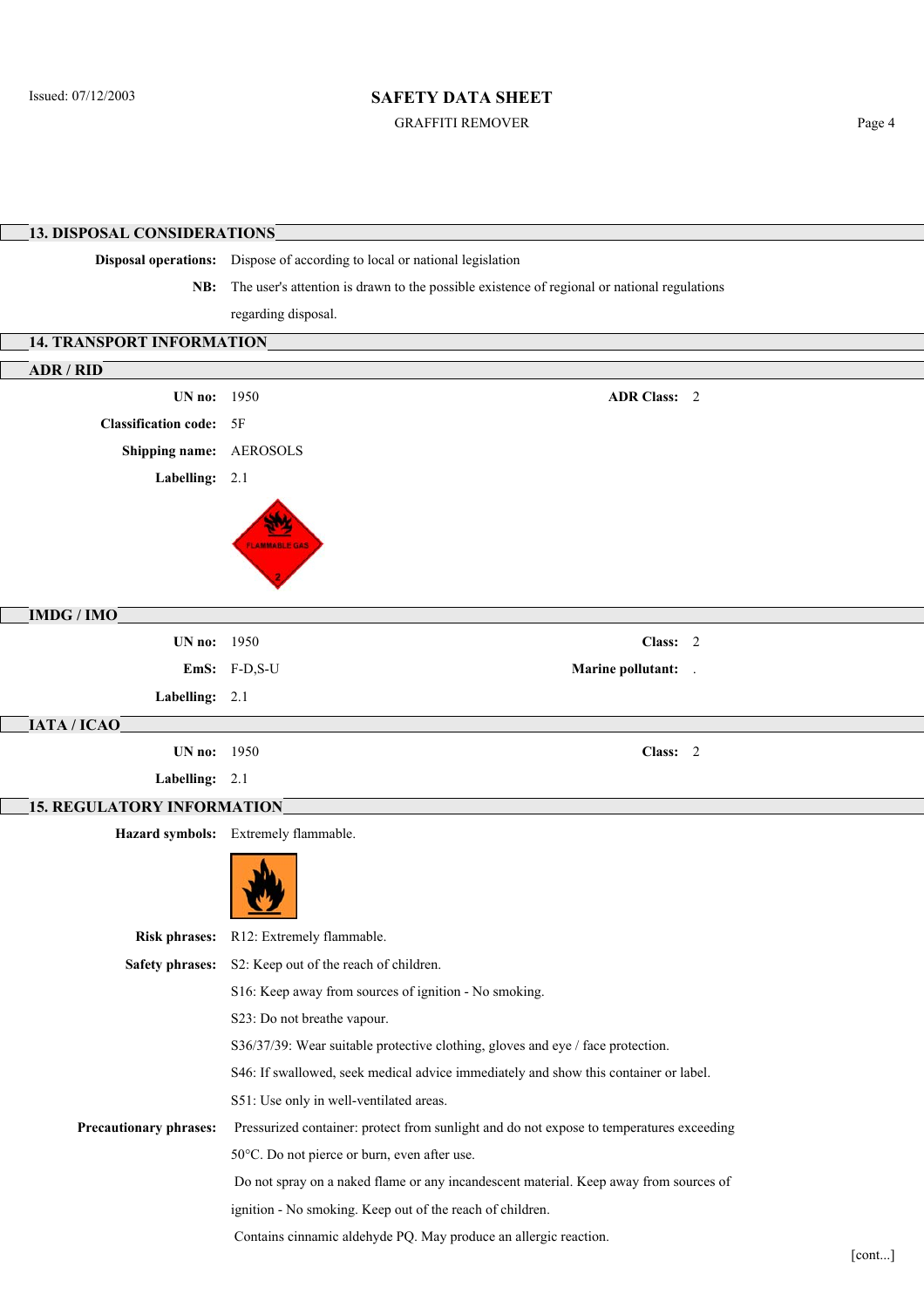## 13. DISPOSAL CONSIDERATIONS

**Disposal operations:** Dispose of according to local or national legislation

**NB:** The user's attention is drawn to the possible existence of regional or national regulations regarding disposal.

## 14. TRANSPORT INFORMATION

### ADR / RID

**UN no:** 1950

**ADR Class:** 2

**Classification code:** 5F

**Shipping name:** AEROSOLS

**Labelling:** 2.1

### IMDG / IMO

**UN no:** 1950

**Class:** 2

**EmS:** F-D,S-U

**Marine pollutant:** .

**Labelling:** 2.1

### IATA / ICAO

**UN no:** 1950

**Class:** 2

**Labelling:** 2.1

## 15. REGULATORY INFORMATION

**Hazard symbols:** Extremely flammable.

**Risk phrases:** R12: Extremely flammable.

**Safety phrases:**
- S2: Keep out of the reach of children.
- S16: Keep away from sources of ignition - No smoking.
- S23: Do not breathe vapour.
- S36/37/39: Wear suitable protective clothing, gloves and eye / face protection.
- S46: If swallowed, seek medical advice immediately and show this container or label.
- S51: Use only in well-ventilated areas.

**Precautionary phrases:** Pressurized container: protect from sunlight and do not expose to temperatures exceeding 50°C. Do not pierce or burn, even after use.

Do not spray on a naked flame or any incandescent material. Keep away from sources of ignition - No smoking. Keep out of the reach of children.

Contains cinnamic aldehyde PQ. May produce an allergic reaction.

[cont...]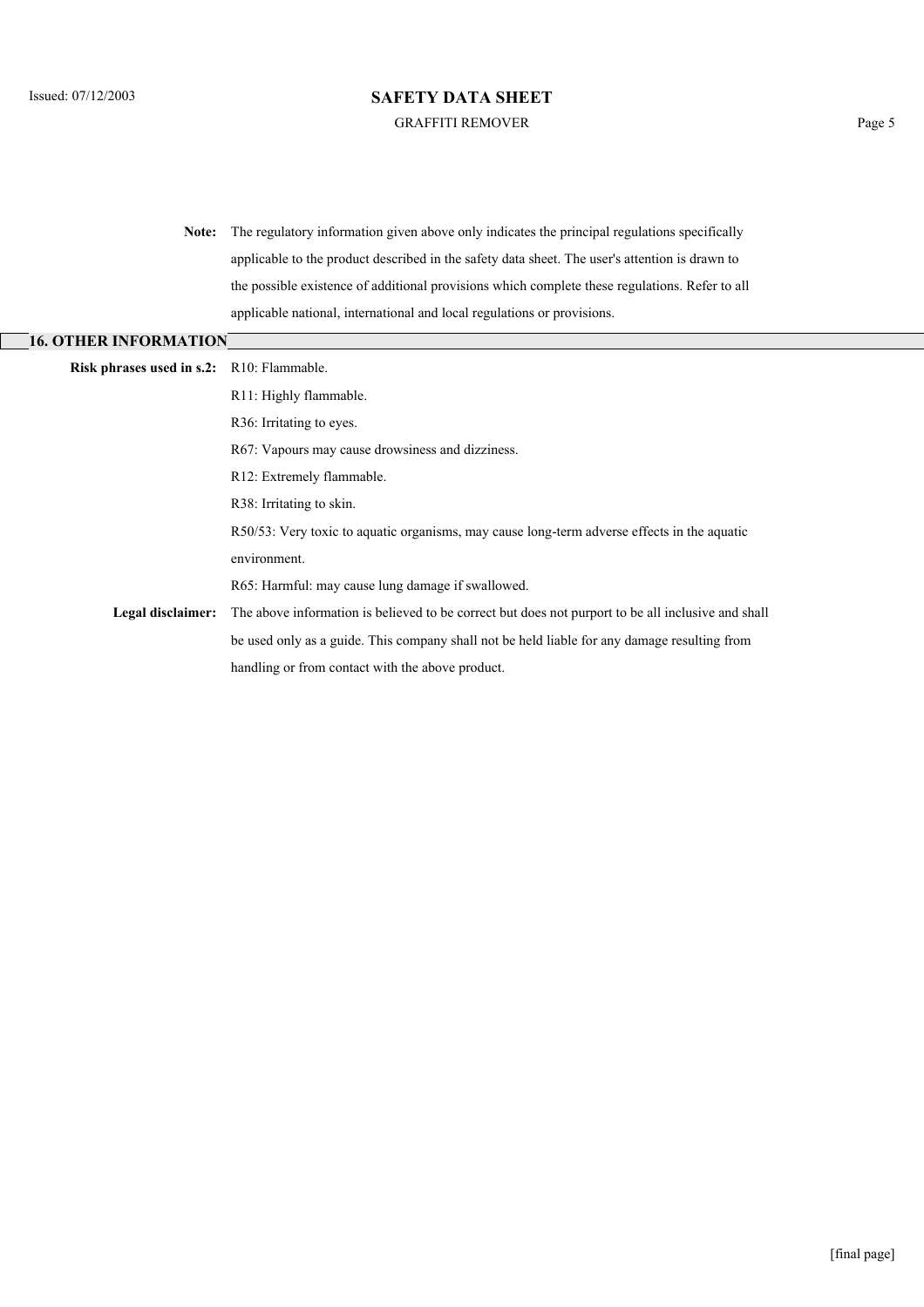**Note:** The regulatory information given above only indicates the principal regulations specifically applicable to the product described in the safety data sheet. The user's attention is drawn to the possible existence of additional provisions which complete these regulations. Refer to all applicable national, international and local regulations or provisions.

## 16. OTHER INFORMATION

**Risk phrases used in s.2:** R10: Flammable.

R11: Highly flammable.

R36: Irritating to eyes.

R67: Vapours may cause drowsiness and dizziness.

R12: Extremely flammable.

R38: Irritating to skin.

R50/53: Very toxic to aquatic organisms, may cause long-term adverse effects in the aquatic environment.

R65: Harmful: may cause lung damage if swallowed.

**Legal disclaimer:** The above information is believed to be correct but does not purport to be all inclusive and shall be used only as a guide. This company shall not be held liable for any damage resulting from handling or from contact with the above product.

[final page]